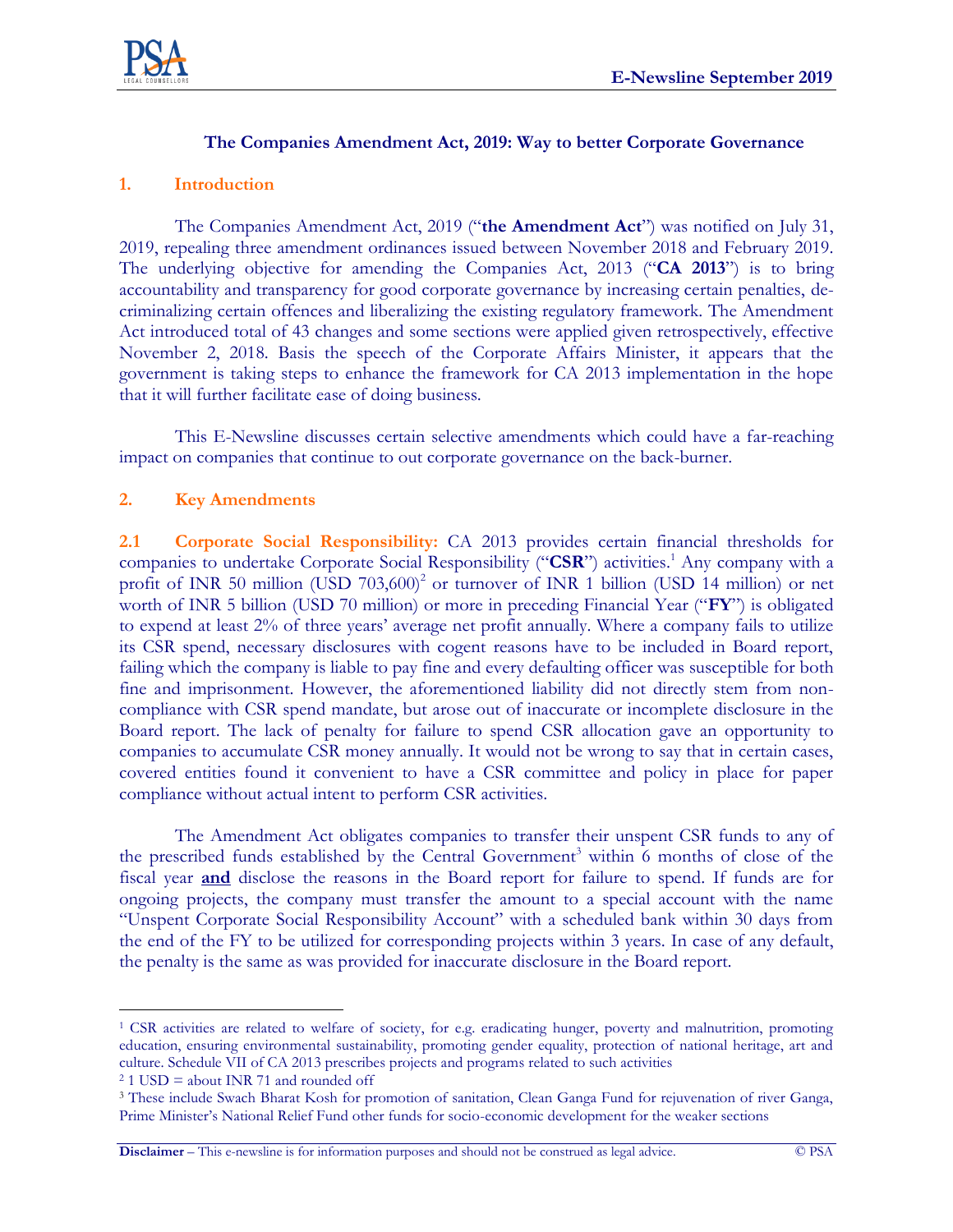# The Companies Amendment Act, 2019: Way to better Corporate Governance

## 1. Introduction

The Companies Amendment Act, 2019 ("**the Amendment Act**") was notified on July 31, 2019, repealing three amendment ordinances issued between November 2018 and February 2019. The underlying objective for amending the Companies Act, 2013 ("**CA 2013**") is to bring accountability and transparency for good corporate governance by increasing certain penalties, de-criminalizing certain offences and liberalizing the existing regulatory framework. The Amendment Act introduced total of 43 changes and some sections were applied given retrospectively, effective November 2, 2018. Basis the speech of the Corporate Affairs Minister, it appears that the government is taking steps to enhance the framework for CA 2013 implementation in the hope that it will further facilitate ease of doing business.

This E-Newsline discusses certain selective amendments which could have a far-reaching impact on companies that continue to out corporate governance on the back-burner.

## 2. Key Amendments

**2.1 Corporate Social Responsibility:** CA 2013 provides certain financial thresholds for companies to undertake Corporate Social Responsibility ("**CSR**") activities.[1] Any company with a profit of INR 50 million (USD 703,600)[2] or turnover of INR 1 billion (USD 14 million) or net worth of INR 5 billion (USD 70 million) or more in preceding Financial Year ("**FY**") is obligated to expend at least 2% of three years' average net profit annually. Where a company fails to utilize its CSR spend, necessary disclosures with cogent reasons have to be included in Board report, failing which the company is liable to pay fine and every defaulting officer was susceptible for both fine and imprisonment. However, the aforementioned liability did not directly stem from non-compliance with CSR spend mandate, but arose out of inaccurate or incomplete disclosure in the Board report. The lack of penalty for failure to spend CSR allocation gave an opportunity to companies to accumulate CSR money annually. It would not be wrong to say that in certain cases, covered entities found it convenient to have a CSR committee and policy in place for paper compliance without actual intent to perform CSR activities.

The Amendment Act obligates companies to transfer their unspent CSR funds to any of the prescribed funds established by the Central Government[3] within 6 months of close of the fiscal year **and** disclose the reasons in the Board report for failure to spend. If funds are for ongoing projects, the company must transfer the amount to a special account with the name "Unspent Corporate Social Responsibility Account" with a scheduled bank within 30 days from the end of the FY to be utilized for corresponding projects within 3 years. In case of any default, the penalty is the same as was provided for inaccurate disclosure in the Board report.

---

[1] CSR activities are related to welfare of society, for e.g. eradicating hunger, poverty and malnutrition, promoting education, ensuring environmental sustainability, promoting gender equality, protection of national heritage, art and culture. Schedule VII of CA 2013 prescribes projects and programs related to such activities

[2] 1 USD = about INR 71 and rounded off

[3] These include Swach Bharat Kosh for promotion of sanitation, Clean Ganga Fund for rejuvenation of river Ganga, Prime Minister's National Relief Fund other funds for socio-economic development for the weaker sections

**Disclaimer** – This e-newsline is for information purposes and should not be construed as legal advice. © PSA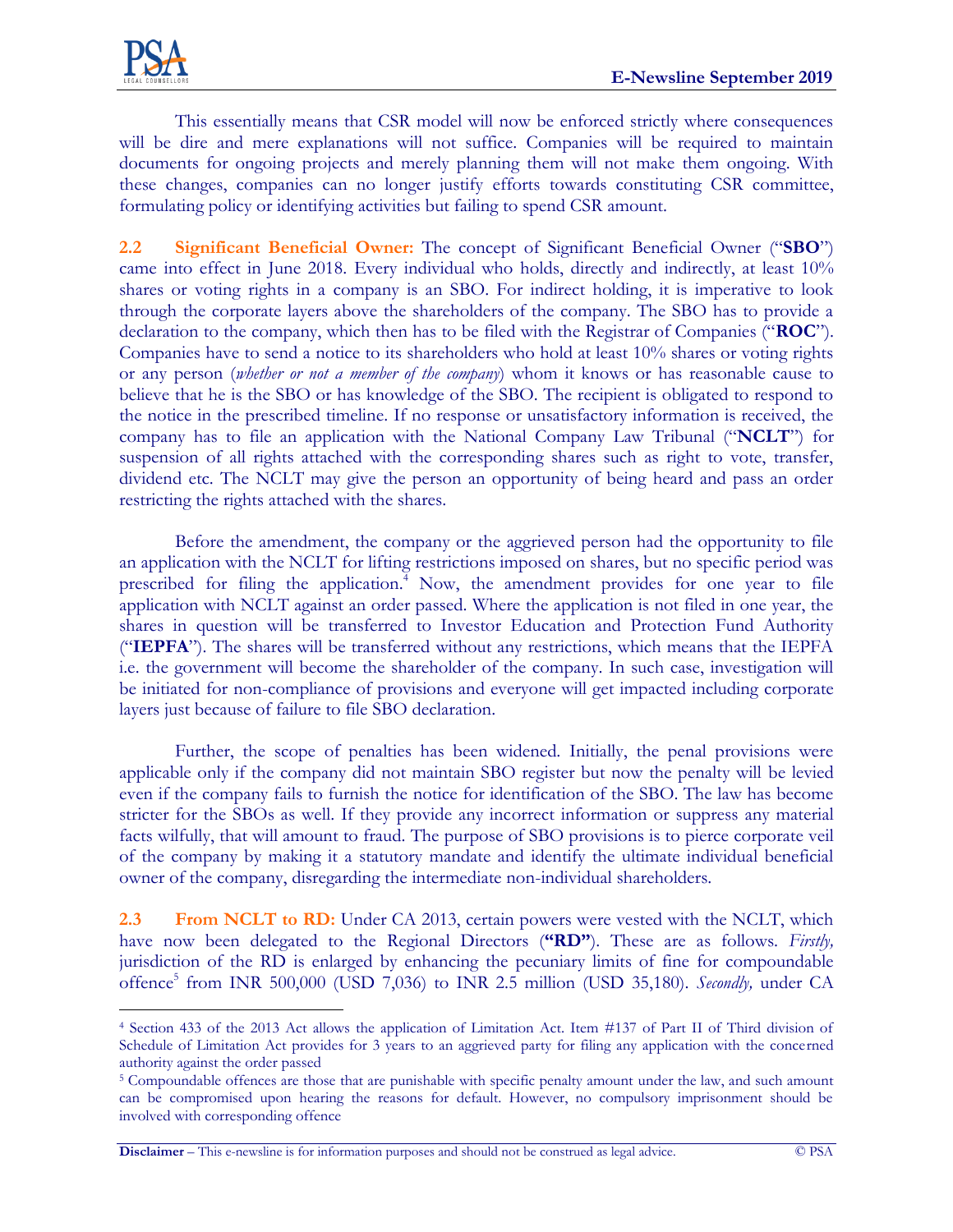This essentially means that CSR model will now be enforced strictly where consequences will be dire and mere explanations will not suffice. Companies will be required to maintain documents for ongoing projects and merely planning them will not make them ongoing. With these changes, companies can no longer justify efforts towards constituting CSR committee, formulating policy or identifying activities but failing to spend CSR amount.

**2.2 Significant Beneficial Owner:** The concept of Significant Beneficial Owner ("**SBO**") came into effect in June 2018. Every individual who holds, directly and indirectly, at least 10% shares or voting rights in a company is an SBO. For indirect holding, it is imperative to look through the corporate layers above the shareholders of the company. The SBO has to provide a declaration to the company, which then has to be filed with the Registrar of Companies ("**ROC**"). Companies have to send a notice to its shareholders who hold at least 10% shares or voting rights or any person (*whether or not a member of the company*) whom it knows or has reasonable cause to believe that he is the SBO or has knowledge of the SBO. The recipient is obligated to respond to the notice in the prescribed timeline. If no response or unsatisfactory information is received, the company has to file an application with the National Company Law Tribunal ("**NCLT**") for suspension of all rights attached with the corresponding shares such as right to vote, transfer, dividend etc. The NCLT may give the person an opportunity of being heard and pass an order restricting the rights attached with the shares.

Before the amendment, the company or the aggrieved person had the opportunity to file an application with the NCLT for lifting restrictions imposed on shares, but no specific period was prescribed for filing the application.[4] Now, the amendment provides for one year to file application with NCLT against an order passed. Where the application is not filed in one year, the shares in question will be transferred to Investor Education and Protection Fund Authority ("**IEPFA**"). The shares will be transferred without any restrictions, which means that the IEPFA i.e. the government will become the shareholder of the company. In such case, investigation will be initiated for non-compliance of provisions and everyone will get impacted including corporate layers just because of failure to file SBO declaration.

Further, the scope of penalties has been widened. Initially, the penal provisions were applicable only if the company did not maintain SBO register but now the penalty will be levied even if the company fails to furnish the notice for identification of the SBO. The law has become stricter for the SBOs as well. If they provide any incorrect information or suppress any material facts wilfully, that will amount to fraud. The purpose of SBO provisions is to pierce corporate veil of the company by making it a statutory mandate and identify the ultimate individual beneficial owner of the company, disregarding the intermediate non-individual shareholders.

**2.3 From NCLT to RD:** Under CA 2013, certain powers were vested with the NCLT, which have now been delegated to the Regional Directors (**"RD"**). These are as follows. *Firstly,* jurisdiction of the RD is enlarged by enhancing the pecuniary limits of fine for compoundable offence[5] from INR 500,000 (USD 7,036) to INR 2.5 million (USD 35,180). *Secondly,* under CA

---

[4] Section 433 of the 2013 Act allows the application of Limitation Act. Item #137 of Part II of Third division of Schedule of Limitation Act provides for 3 years to an aggrieved party for filing any application with the concerned authority against the order passed

[5] Compoundable offences are those that are punishable with specific penalty amount under the law, and such amount can be compromised upon hearing the reasons for default. However, no compulsory imprisonment should be involved with corresponding offence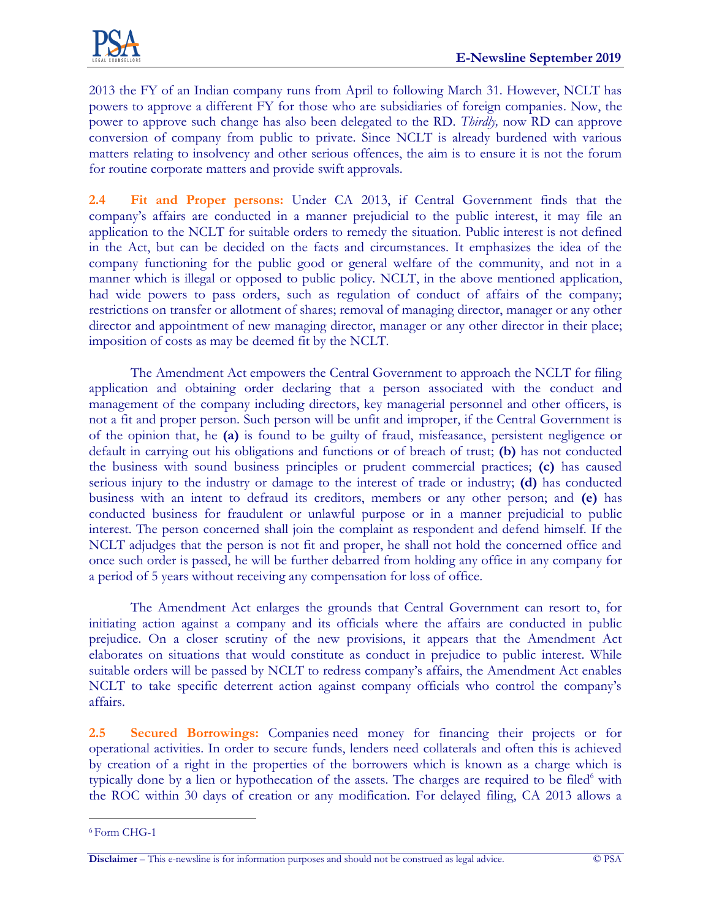2013 the FY of an Indian company runs from April to following March 31. However, NCLT has powers to approve a different FY for those who are subsidiaries of foreign companies. Now, the power to approve such change has also been delegated to the RD. *Thirdly,* now RD can approve conversion of company from public to private. Since NCLT is already burdened with various matters relating to insolvency and other serious offences, the aim is to ensure it is not the forum for routine corporate matters and provide swift approvals.

**2.4 Fit and Proper persons:** Under CA 2013, if Central Government finds that the company's affairs are conducted in a manner prejudicial to the public interest, it may file an application to the NCLT for suitable orders to remedy the situation. Public interest is not defined in the Act, but can be decided on the facts and circumstances. It emphasizes the idea of the company functioning for the public good or general welfare of the community, and not in a manner which is illegal or opposed to public policy. NCLT, in the above mentioned application, had wide powers to pass orders, such as regulation of conduct of affairs of the company; restrictions on transfer or allotment of shares; removal of managing director, manager or any other director and appointment of new managing director, manager or any other director in their place; imposition of costs as may be deemed fit by the NCLT.

The Amendment Act empowers the Central Government to approach the NCLT for filing application and obtaining order declaring that a person associated with the conduct and management of the company including directors, key managerial personnel and other officers, is not a fit and proper person. Such person will be unfit and improper, if the Central Government is of the opinion that, he **(a)** is found to be guilty of fraud, misfeasance, persistent negligence or default in carrying out his obligations and functions or of breach of trust; **(b)** has not conducted the business with sound business principles or prudent commercial practices; **(c)** has caused serious injury to the industry or damage to the interest of trade or industry; **(d)** has conducted business with an intent to defraud its creditors, members or any other person; and **(e)** has conducted business for fraudulent or unlawful purpose or in a manner prejudicial to public interest. The person concerned shall join the complaint as respondent and defend himself. If the NCLT adjudges that the person is not fit and proper, he shall not hold the concerned office and once such order is passed, he will be further debarred from holding any office in any company for a period of 5 years without receiving any compensation for loss of office.

The Amendment Act enlarges the grounds that Central Government can resort to, for initiating action against a company and its officials where the affairs are conducted in public prejudice. On a closer scrutiny of the new provisions, it appears that the Amendment Act elaborates on situations that would constitute as conduct in prejudice to public interest. While suitable orders will be passed by NCLT to redress company's affairs, the Amendment Act enables NCLT to take specific deterrent action against company officials who control the company's affairs.

**2.5 Secured Borrowings:** Companies need money for financing their projects or for operational activities. In order to secure funds, lenders need collaterals and often this is achieved by creation of a right in the properties of the borrowers which is known as a charge which is typically done by a lien or hypothecation of the assets. The charges are required to be filed[6] with the ROC within 30 days of creation or any modification. For delayed filing, CA 2013 allows a

[6] Form CHG-1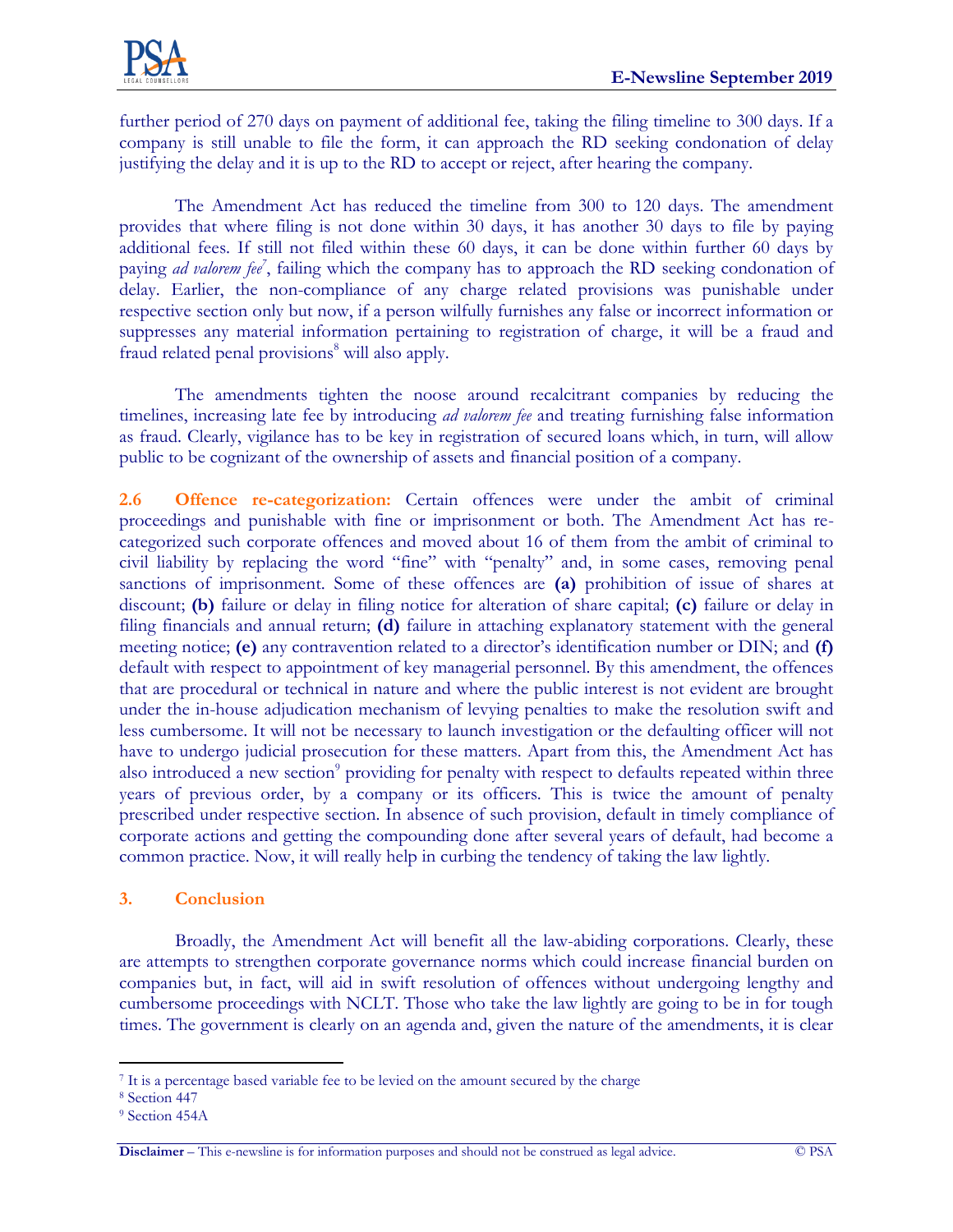further period of 270 days on payment of additional fee, taking the filing timeline to 300 days. If a company is still unable to file the form, it can approach the RD seeking condonation of delay justifying the delay and it is up to the RD to accept or reject, after hearing the company.

The Amendment Act has reduced the timeline from 300 to 120 days. The amendment provides that where filing is not done within 30 days, it has another 30 days to file by paying additional fees. If still not filed within these 60 days, it can be done within further 60 days by paying *ad valorem fee*[7], failing which the company has to approach the RD seeking condonation of delay. Earlier, the non-compliance of any charge related provisions was punishable under respective section only but now, if a person wilfully furnishes any false or incorrect information or suppresses any material information pertaining to registration of charge, it will be a fraud and fraud related penal provisions[8] will also apply.

The amendments tighten the noose around recalcitrant companies by reducing the timelines, increasing late fee by introducing *ad valorem fee* and treating furnishing false information as fraud. Clearly, vigilance has to be key in registration of secured loans which, in turn, will allow public to be cognizant of the ownership of assets and financial position of a company.

**2.6 Offence re-categorization:** Certain offences were under the ambit of criminal proceedings and punishable with fine or imprisonment or both. The Amendment Act has re-categorized such corporate offences and moved about 16 of them from the ambit of criminal to civil liability by replacing the word "fine" with "penalty" and, in some cases, removing penal sanctions of imprisonment. Some of these offences are **(a)** prohibition of issue of shares at discount; **(b)** failure or delay in filing notice for alteration of share capital; **(c)** failure or delay in filing financials and annual return; **(d)** failure in attaching explanatory statement with the general meeting notice; **(e)** any contravention related to a director's identification number or DIN; and **(f)** default with respect to appointment of key managerial personnel. By this amendment, the offences that are procedural or technical in nature and where the public interest is not evident are brought under the in-house adjudication mechanism of levying penalties to make the resolution swift and less cumbersome. It will not be necessary to launch investigation or the defaulting officer will not have to undergo judicial prosecution for these matters. Apart from this, the Amendment Act has also introduced a new section[9] providing for penalty with respect to defaults repeated within three years of previous order, by a company or its officers. This is twice the amount of penalty prescribed under respective section. In absence of such provision, default in timely compliance of corporate actions and getting the compounding done after several years of default, had become a common practice. Now, it will really help in curbing the tendency of taking the law lightly.

## 3. Conclusion

Broadly, the Amendment Act will benefit all the law-abiding corporations. Clearly, these are attempts to strengthen corporate governance norms which could increase financial burden on companies but, in fact, will aid in swift resolution of offences without undergoing lengthy and cumbersome proceedings with NCLT. Those who take the law lightly are going to be in for tough times. The government is clearly on an agenda and, given the nature of the amendments, it is clear

---

[7] It is a percentage based variable fee to be levied on the amount secured by the charge

[8] Section 447

[9] Section 454A

**Disclaimer** – This e-newsline is for information purposes and should not be construed as legal advice. © PSA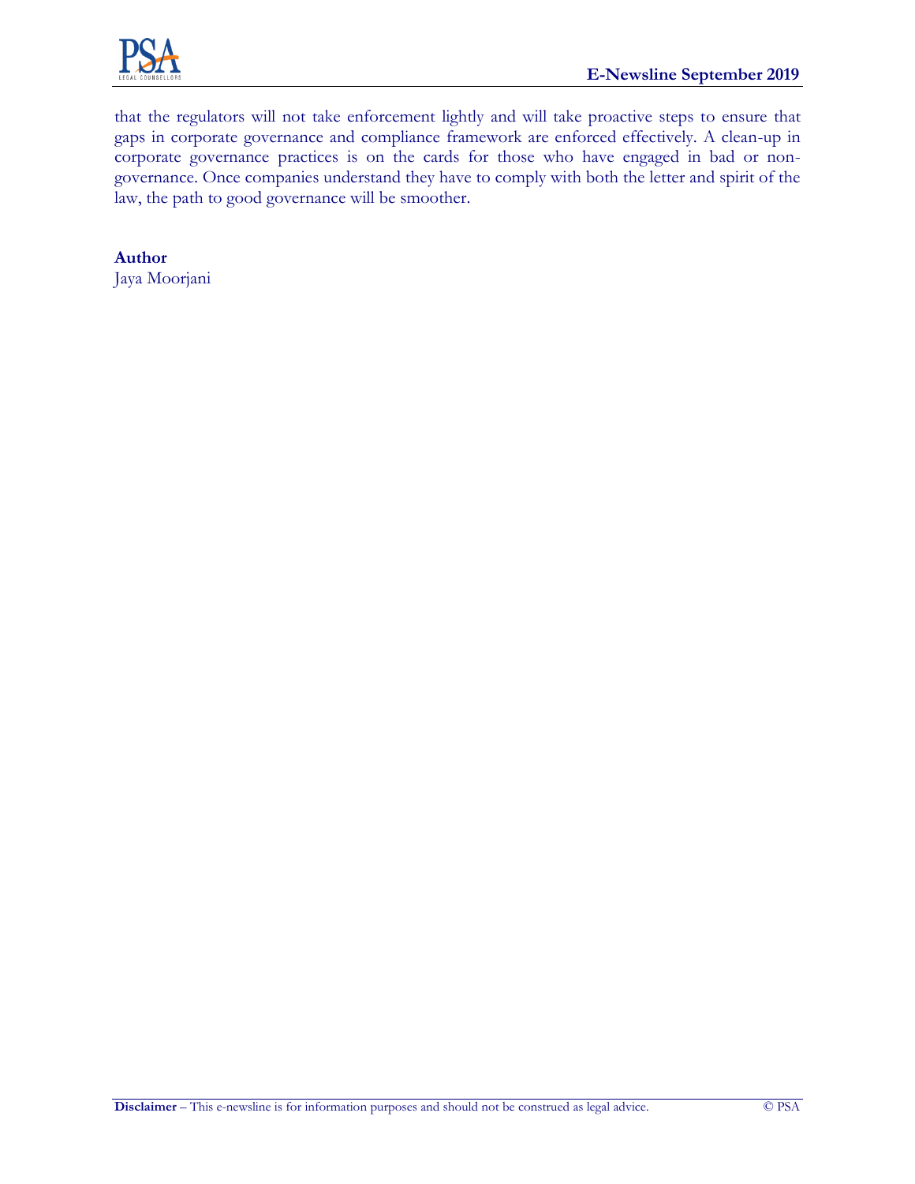that the regulators will not take enforcement lightly and will take proactive steps to ensure that gaps in corporate governance and compliance framework are enforced effectively. A clean-up in corporate governance practices is on the cards for those who have engaged in bad or non-governance. Once companies understand they have to comply with both the letter and spirit of the law, the path to good governance will be smoother.

**Author**
Jaya Moorjani

**Disclaimer** – This e-newsline is for information purposes and should not be construed as legal advice.